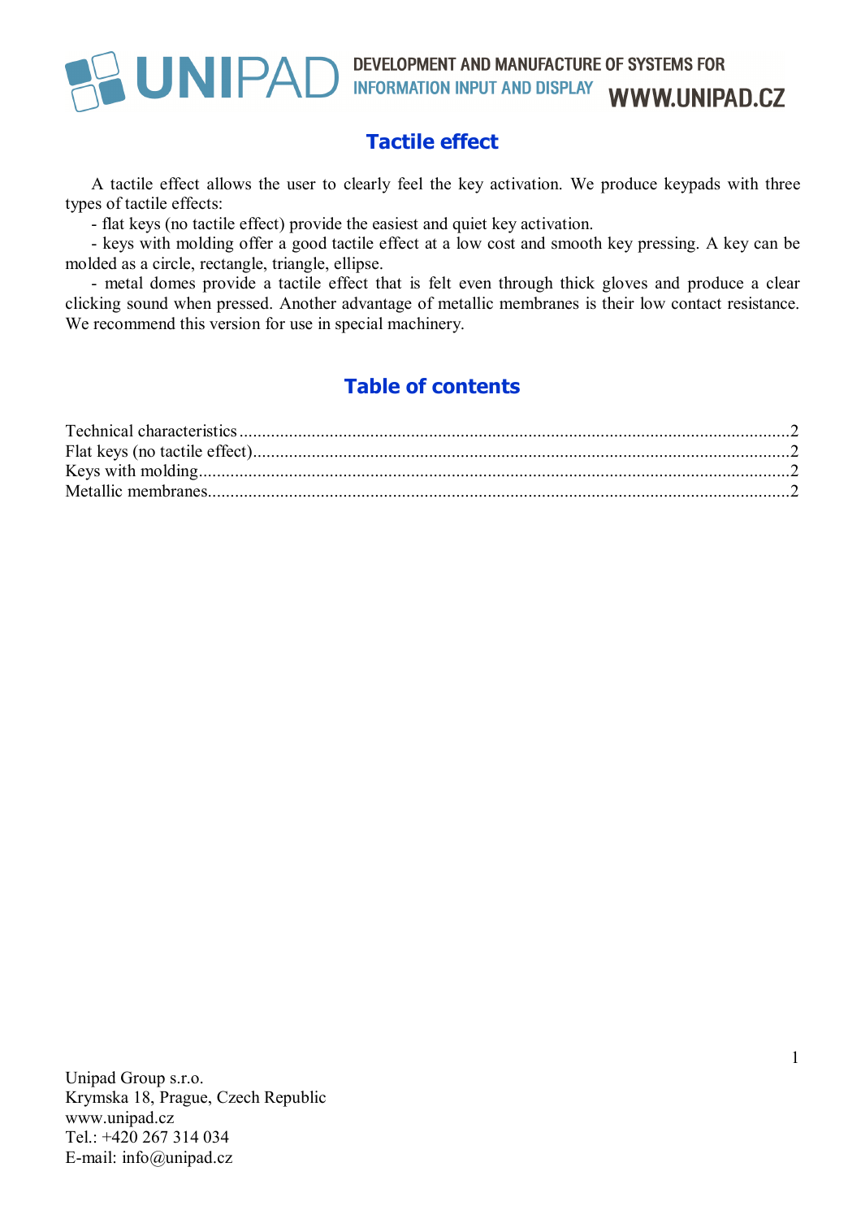# Tactile effect

A tactile effect allows the user to clearly feel the key activation. We produce keypads with three types of tactile effects:

- flat keys (no tactile effect) provide the easiest and quiet key activation.
- keys with molding offer a good tactile effect at a low cost and smooth key pressing. A key can be molded as a circle, rectangle, triangle, ellipse.
- metal domes provide a tactile effect that is felt even through thick gloves and produce a clear clicking sound when pressed. Another advantage of metallic membranes is their low contact resistance. We recommend this version for use in special machinery.

## Table of contents

Technical characteristics ....................................................................................................................2
Flat keys (no tactile effect)..................................................................................................................2
Keys with molding..............................................................................................................................2
Metallic membranes............................................................................................................................2

Unipad Group s.r.o.
Krymska 18, Prague, Czech Republic
www.unipad.cz
Tel.: +420 267 314 034
E-mail: info@unipad.cz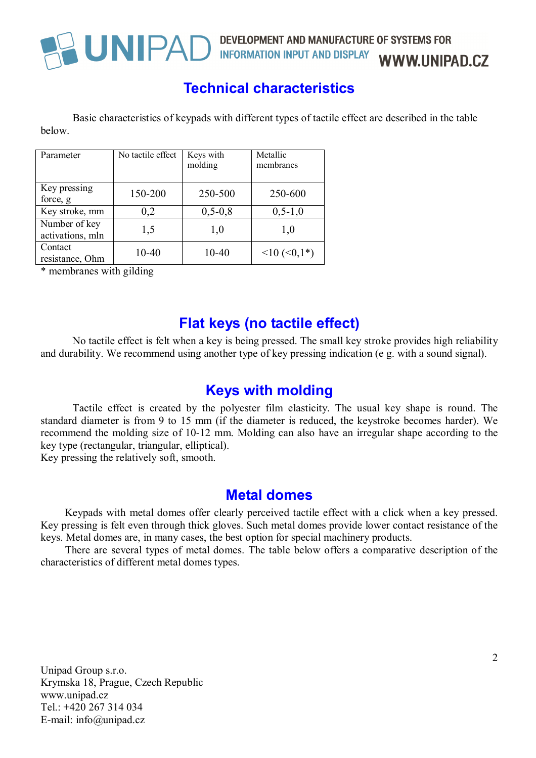## Technical characteristics

Basic characteristics of keypads with different types of tactile effect are described in the table below.

| Parameter | No tactile effect | Keys with molding | Metallic membranes |
|---|---|---|---|
| Key pressing force, g | 150-200 | 250-500 | 250-600 |
| Key stroke, mm | 0,2 | 0,5-0,8 | 0,5-1,0 |
| Number of key activations, mln | 1,5 | 1,0 | 1,0 |
| Contact resistance, Ohm | 10-40 | 10-40 | <10 (<0,1*) |

* membranes with gilding

## Flat keys (no tactile effect)

No tactile effect is felt when a key is being pressed. The small key stroke provides high reliability and durability. We recommend using another type of key pressing indication (e g. with a sound signal).

## Keys with molding

Tactile effect is created by the polyester film elasticity. The usual key shape is round. The standard diameter is from 9 to 15 mm (if the diameter is reduced, the keystroke becomes harder). We recommend the molding size of 10-12 mm. Molding can also have an irregular shape according to the key type (rectangular, triangular, elliptical).
Key pressing the relatively soft, smooth.

## Metal domes

Keypads with metal domes offer clearly perceived tactile effect with a click when a key pressed. Key pressing is felt even through thick gloves. Such metal domes provide lower contact resistance of the keys. Metal domes are, in many cases, the best option for special machinery products.

There are several types of metal domes. The table below offers a comparative description of the characteristics of different metal domes types.

Unipad Group s.r.o.
Krymska 18, Prague, Czech Republic
www.unipad.cz
Tel.: +420 267 314 034
E-mail: info@unipad.cz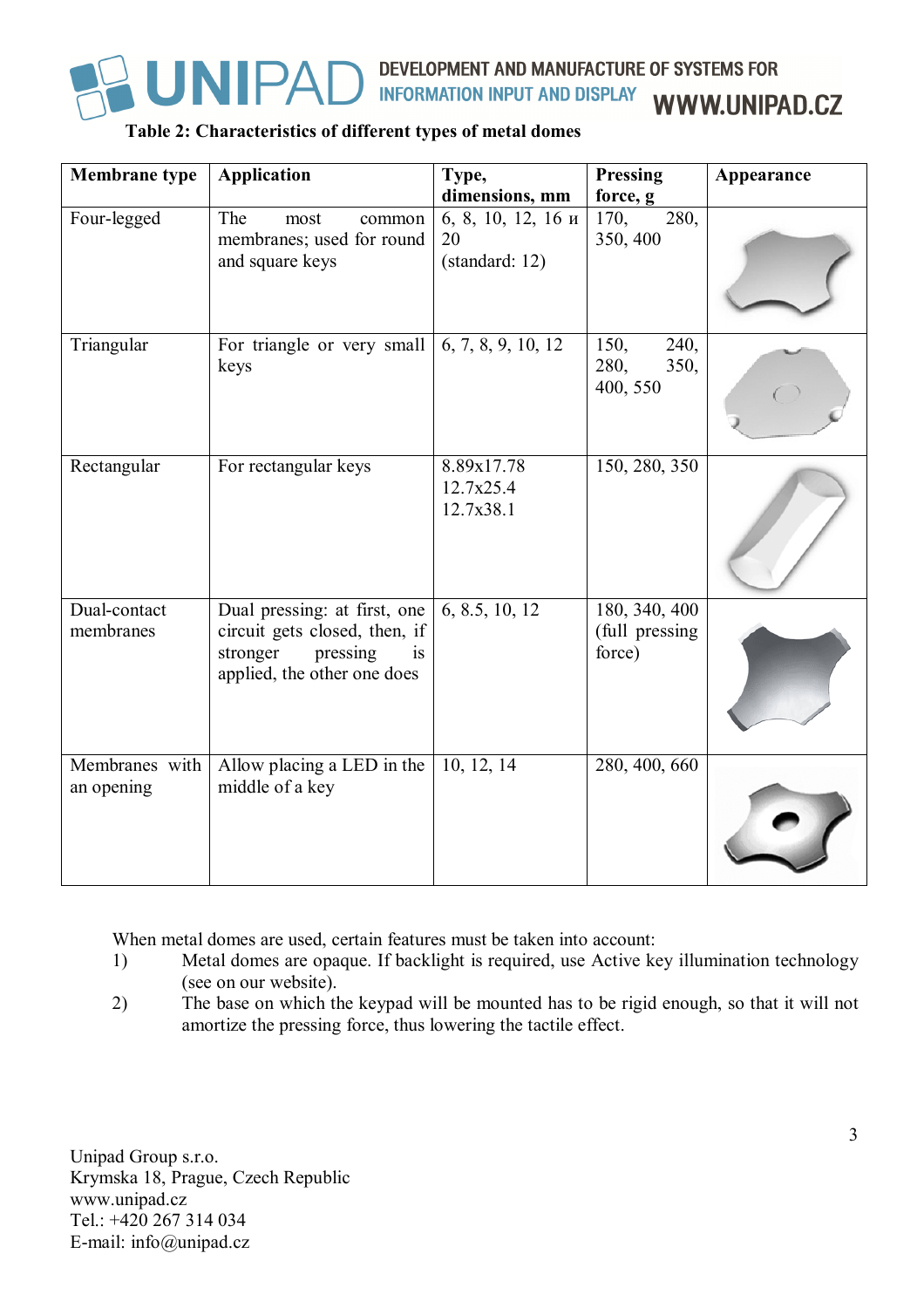**Table 2: Characteristics of different types of metal domes**

| Membrane type | Application | Type, dimensions, mm | Pressing force, g | Appearance |
|---|---|---|---|---|
| Four-legged | The most common membranes; used for round and square keys | 6, 8, 10, 12, 16 и 20 (standard: 12) | 170, 280, 350, 400 | |
| Triangular | For triangle or very small keys | 6, 7, 8, 9, 10, 12 | 150, 240, 280, 350, 400, 550 | |
| Rectangular | For rectangular keys | 8.89x17.78 12.7x25.4 12.7x38.1 | 150, 280, 350 | |
| Dual-contact membranes | Dual pressing: at first, one circuit gets closed, then, if stronger pressing is applied, the other one does | 6, 8.5, 10, 12 | 180, 340, 400 (full pressing force) | |
| Membranes with an opening | Allow placing a LED in the middle of a key | 10, 12, 14 | 280, 400, 660 | |

When metal domes are used, certain features must be taken into account:

1) Metal domes are opaque. If backlight is required, use Active key illumination technology (see on our website).
2) The base on which the keypad will be mounted has to be rigid enough, so that it will not amortize the pressing force, thus lowering the tactile effect.

Unipad Group s.r.o.
Krymska 18, Prague, Czech Republic
www.unipad.cz
Tel.: +420 267 314 034
E-mail: info@unipad.cz